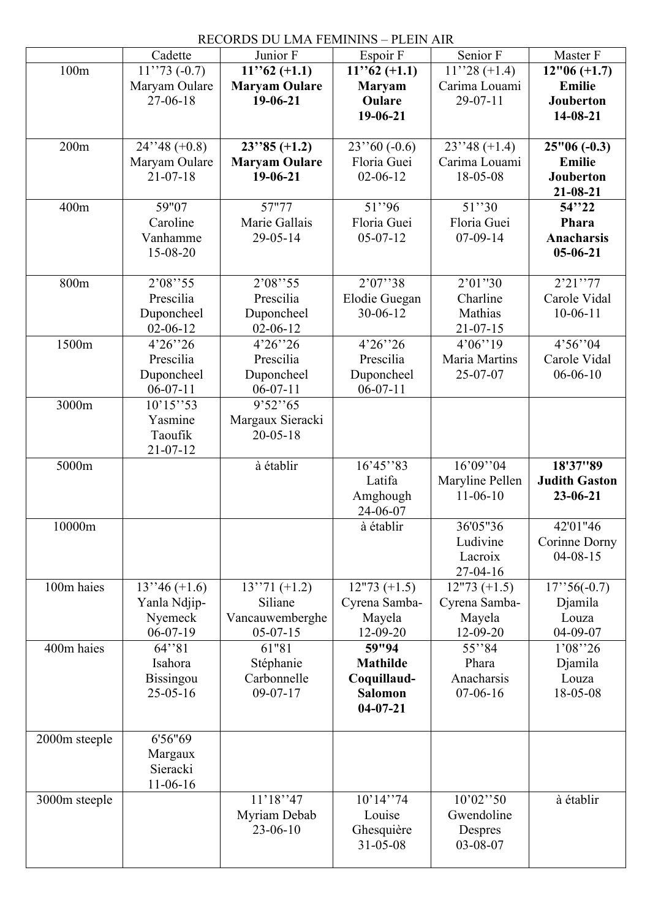RECORDS DU LMA FEMININS – PLEIN AIR

| | Cadette | Junior F | Espoir F | Senior F | Master F |
|---|---|---|---|---|---|
| 100m | 11''73 (-0.7) Maryam Oulare 27-06-18 | **11''62 (+1.1) Maryam Oulare 19-06-21** | **11''62 (+1.1) Maryam Oulare 19-06-21** | 11''28 (+1.4) Carima Louami 29-07-11 | **12"06 (+1.7) Emilie Jouberton 14-08-21** |
| 200m | 24''48 (+0.8) Maryam Oulare 21-07-18 | **23''85 (+1.2) Maryam Oulare 19-06-21** | 23''60 (-0.6) Floria Guei 02-06-12 | 23''48 (+1.4) Carima Louami 18-05-08 | **25"06 (-0.3) Emilie Jouberton 21-08-21** |
| 400m | 59"07 Caroline Vanhamme 15-08-20 | 57"77 Marie Gallais 29-05-14 | 51''96 Floria Guei 05-07-12 | 51''30 Floria Guei 07-09-14 | **54''22 Phara Anacharsis 05-06-21** |
| 800m | 2'08''55 Prescilia Duponcheel 02-06-12 | 2'08''55 Prescilia Duponcheel 02-06-12 | 2'07''38 Elodie Guegan 30-06-12 | 2'01''30 Charline Mathias 21-07-15 | 2'21''77 Carole Vidal 10-06-11 |
| 1500m | 4'26''26 Prescilia Duponcheel 06-07-11 | 4'26''26 Prescilia Duponcheel 06-07-11 | 4'26''26 Prescilia Duponcheel 06-07-11 | 4'06''19 Maria Martins 25-07-07 | 4'56''04 Carole Vidal 06-06-10 |
| 3000m | 10'15''53 Yasmine Taoufik 21-07-12 | 9'52''65 Margaux Sieracki 20-05-18 | | | |
| 5000m | | à établir | 16'45''83 Latifa Amghough 24-06-07 | 16'09''04 Maryline Pellen 11-06-10 | **18'37''89 Judith Gaston 23-06-21** |
| 10000m | | | à établir | 36'05''36 Ludivine Lacroix 27-04-16 | 42'01"46 Corinne Dorny 04-08-15 |
| 100m haies | 13''46 (+1.6) Yanla Ndjip-Nyemeck 06-07-19 | 13''71 (+1.2) Siliane Vancauwemberghe 05-07-15 | 12"73 (+1.5) Cyrena Samba-Mayela 12-09-20 | 12"73 (+1.5) Cyrena Samba-Mayela 12-09-20 | 17''56(-0.7) Djamila Louza 04-09-07 |
| 400m haies | 64''81 Isahora Bissingou 25-05-16 | 61"81 Stéphanie Carbonnelle 09-07-17 | **59"94 Mathilde Coquillaud-Salomon 04-07-21** | 55''84 Phara Anacharsis 07-06-16 | 1'08''26 Djamila Louza 18-05-08 |
| 2000m steeple | 6'56"69 Margaux Sieracki 11-06-16 | | | | |
| 3000m steeple | | 11'18''47 Myriam Debab 23-06-10 | 10'14''74 Louise Ghesquière 31-05-08 | 10'02''50 Gwendoline Despres 03-08-07 | à établir |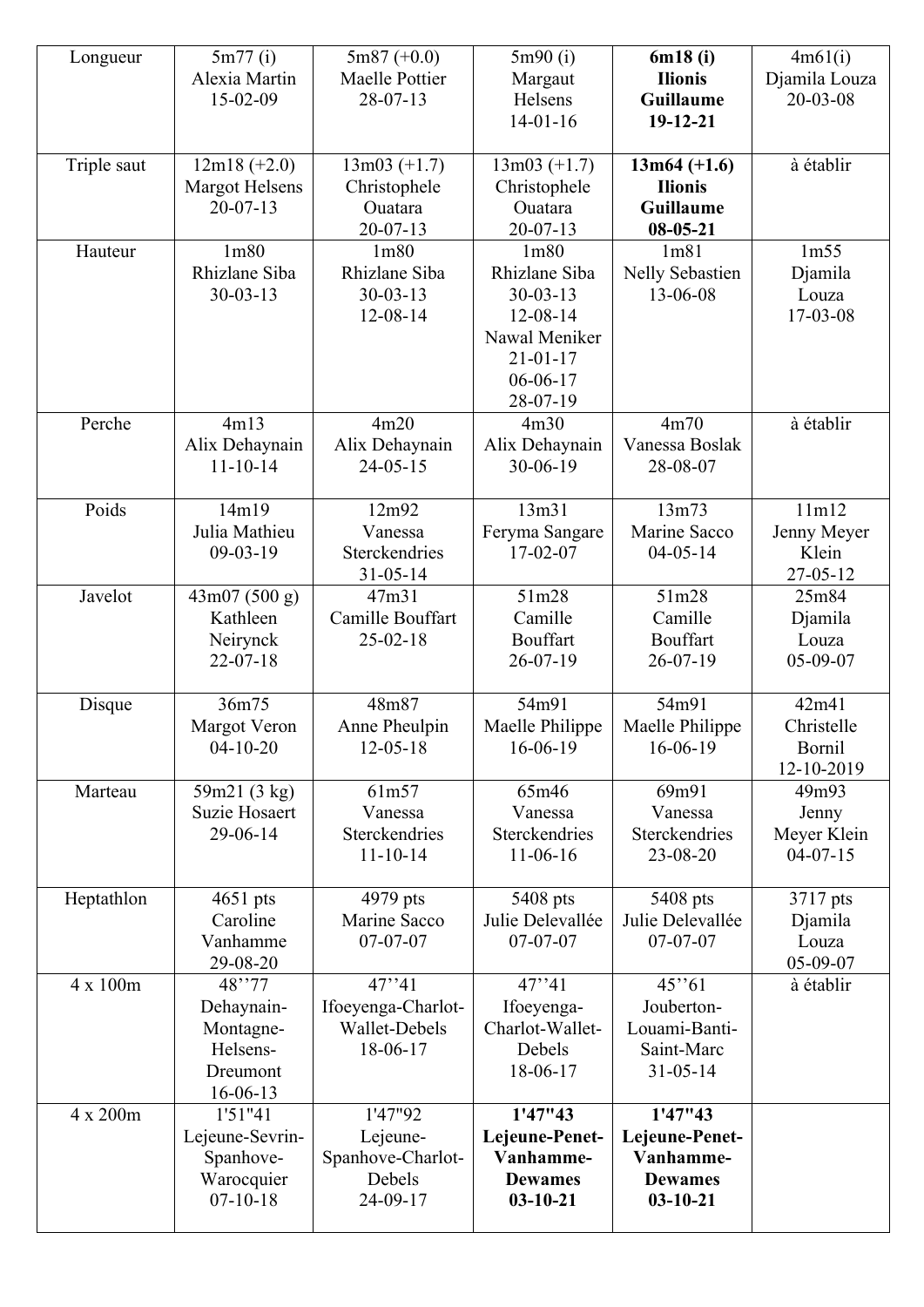| Longueur | 5m77 (i) Alexia Martin 15-02-09 | 5m87 (+0.0) Maelle Pottier 28-07-13 | 5m90 (i) Margaut Helsens 14-01-16 | **6m18 (i) Ilionis Guillaume 19-12-21** | 4m61(i) Djamila Louza 20-03-08 |
|---|---|---|---|---|---|
| Triple saut | 12m18 (+2.0) Margot Helsens 20-07-13 | 13m03 (+1.7) Christophele Ouatara 20-07-13 | 13m03 (+1.7) Christophele Ouatara 20-07-13 | **13m64 (+1.6) Ilionis Guillaume 08-05-21** | à établir |
| Hauteur | 1m80 Rhizlane Siba 30-03-13 | 1m80 Rhizlane Siba 30-03-13 12-08-14 | 1m80 Rhizlane Siba 30-03-13 12-08-14 Nawal Meniker 21-01-17 06-06-17 28-07-19 | 1m81 Nelly Sebastien 13-06-08 | 1m55 Djamila Louza 17-03-08 |
| Perche | 4m13 Alix Dehaynain 11-10-14 | 4m20 Alix Dehaynain 24-05-15 | 4m30 Alix Dehaynain 30-06-19 | 4m70 Vanessa Boslak 28-08-07 | à établir |
| Poids | 14m19 Julia Mathieu 09-03-19 | 12m92 Vanessa Sterckendries 31-05-14 | 13m31 Feryma Sangare 17-02-07 | 13m73 Marine Sacco 04-05-14 | 11m12 Jenny Meyer Klein 27-05-12 |
| Javelot | 43m07 (500 g) Kathleen Neirynck 22-07-18 | 47m31 Camille Bouffart 25-02-18 | 51m28 Camille Bouffart 26-07-19 | 51m28 Camille Bouffart 26-07-19 | 25m84 Djamila Louza 05-09-07 |
| Disque | 36m75 Margot Veron 04-10-20 | 48m87 Anne Pheulpin 12-05-18 | 54m91 Maelle Philippe 16-06-19 | 54m91 Maelle Philippe 16-06-19 | 42m41 Christelle Bornil 12-10-2019 |
| Marteau | 59m21 (3 kg) Suzie Hosaert 29-06-14 | 61m57 Vanessa Sterckendries 11-10-14 | 65m46 Vanessa Sterckendries 11-06-16 | 69m91 Vanessa Sterckendries 23-08-20 | 49m93 Jenny Meyer Klein 04-07-15 |
| Heptathlon | 4651 pts Caroline Vanhamme 29-08-20 | 4979 pts Marine Sacco 07-07-07 | 5408 pts Julie Delevallée 07-07-07 | 5408 pts Julie Delevallée 07-07-07 | 3717 pts Djamila Louza 05-09-07 |
| 4 x 100m | 48''77 Dehaynain-Montagne-Helsens-Dreumont 16-06-13 | 47''41 Ifoeyenga-Charlot-Wallet-Debels 18-06-17 | 47''41 Ifoeyenga-Charlot-Wallet-Debels 18-06-17 | 45''61 Jouberton-Louami-Banti-Saint-Marc 31-05-14 | à établir |
| 4 x 200m | 1'51"41 Lejeune-Sevrin-Spanhove-Warocquier 07-10-18 | 1'47"92 Lejeune-Spanhove-Charlot-Debels 24-09-17 | **1'47"43 Lejeune-Penet-Vanhamme-Dewames 03-10-21** | **1'47"43 Lejeune-Penet-Vanhamme-Dewames 03-10-21** | |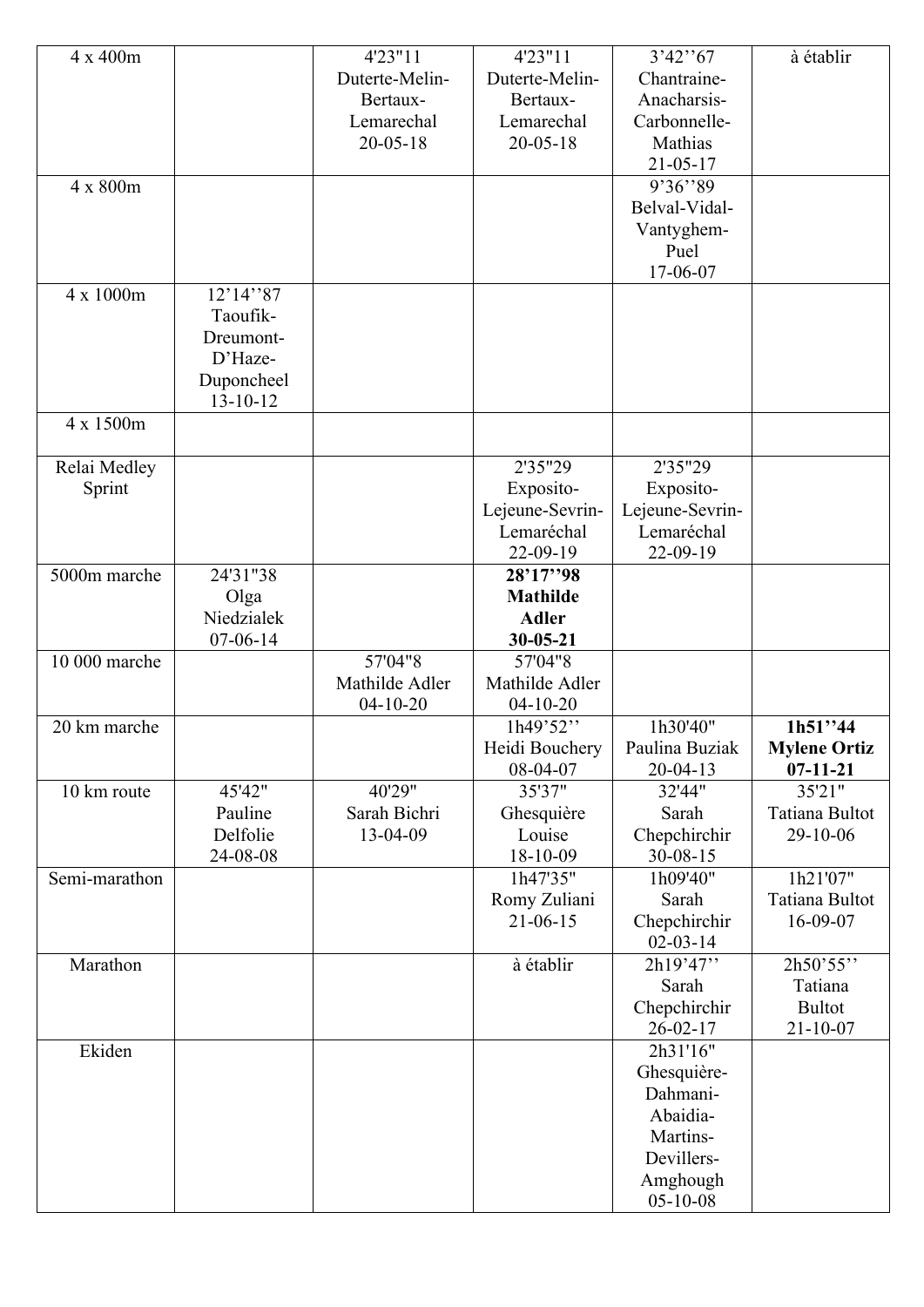| | | | | | |
|---|---|---|---|---|---|
| 4 x 400m | | 4'23"11 Duterte-Melin-Bertaux-Lemarechal 20-05-18 | 4'23"11 Duterte-Melin-Bertaux-Lemarechal 20-05-18 | 3’42’’67 Chantraine-Anacharsis-Carbonnelle-Mathias 21-05-17 | à établir |
| 4 x 800m | | | | 9’36’’89 Belval-Vidal-Vantyghem-Puel 17-06-07 | |
| 4 x 1000m | 12’14’’87 Taoufik-Dreumont-D’Haze-Duponcheel 13-10-12 | | | | |
| 4 x 1500m | | | | | |
| Relai Medley Sprint | | | 2'35"29 Exposito-Lejeune-Sevrin-Lemaréchal 22-09-19 | 2'35"29 Exposito-Lejeune-Sevrin-Lemaréchal 22-09-19 | |
| 5000m marche | 24'31"38 Olga Niedzialek 07-06-14 | | **28’17’’98 Mathilde Adler 30-05-21** | | |
| 10 000 marche | | 57'04"8 Mathilde Adler 04-10-20 | 57'04"8 Mathilde Adler 04-10-20 | | |
| 20 km marche | | | 1h49’52’’ Heidi Bouchery 08-04-07 | 1h30'40" Paulina Buziak 20-04-13 | **1h51’’44 Mylene Ortiz 07-11-21** |
| 10 km route | 45'42" Pauline Delfolie 24-08-08 | 40'29" Sarah Bichri 13-04-09 | 35'37" Ghesquière Louise 18-10-09 | 32'44" Sarah Chepchirchir 30-08-15 | 35'21" Tatiana Bultot 29-10-06 |
| Semi-marathon | | | 1h47'35" Romy Zuliani 21-06-15 | 1h09'40" Sarah Chepchirchir 02-03-14 | 1h21'07" Tatiana Bultot 16-09-07 |
| Marathon | | | à établir | 2h19'47’’ Sarah Chepchirchir 26-02-17 | 2h50’55’’ Tatiana Bultot 21-10-07 |
| Ekiden | | | | 2h31'16" Ghesquière-Dahmani-Abaidia-Martins-Devillers-Amghough 05-10-08 | |